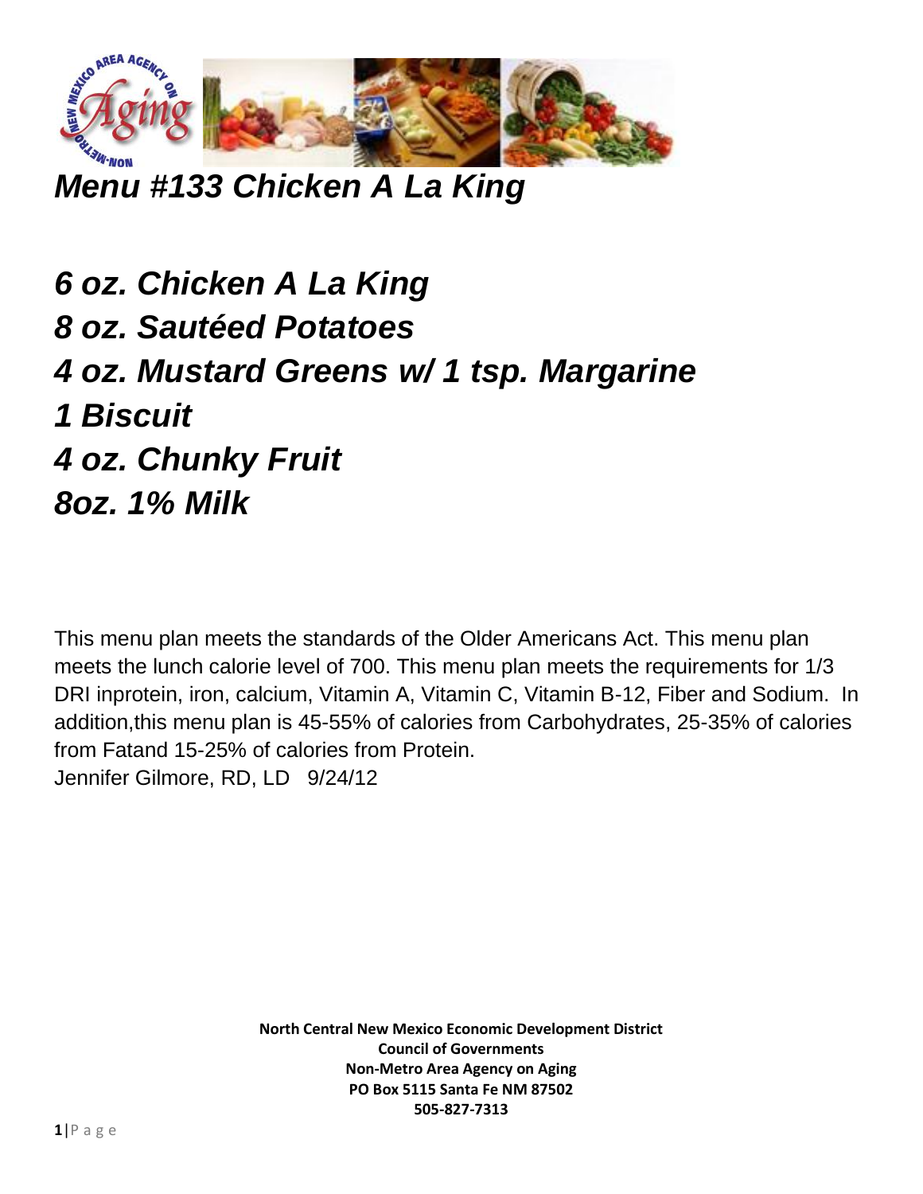# *Menu #133 Chicken A La King*

***6 oz. Chicken A La King***
***8 oz. Sautéed Potatoes***
***4 oz. Mustard Greens w/ 1 tsp. Margarine***
***1 Biscuit***
***4 oz. Chunky Fruit***
***8oz. 1% Milk***

This menu plan meets the standards of the Older Americans Act. This menu plan meets the lunch calorie level of 700. This menu plan meets the requirements for 1/3 DRI inprotein, iron, calcium, Vitamin A, Vitamin C, Vitamin B-12, Fiber and Sodium. In addition,this menu plan is 45-55% of calories from Carbohydrates, 25-35% of calories from Fatand 15-25% of calories from Protein.
Jennifer Gilmore, RD, LD 9/24/12

**North Central New Mexico Economic Development District**
**Council of Governments**
**Non-Metro Area Agency on Aging**
**PO Box 5115 Santa Fe NM 87502**
**505-827-7313**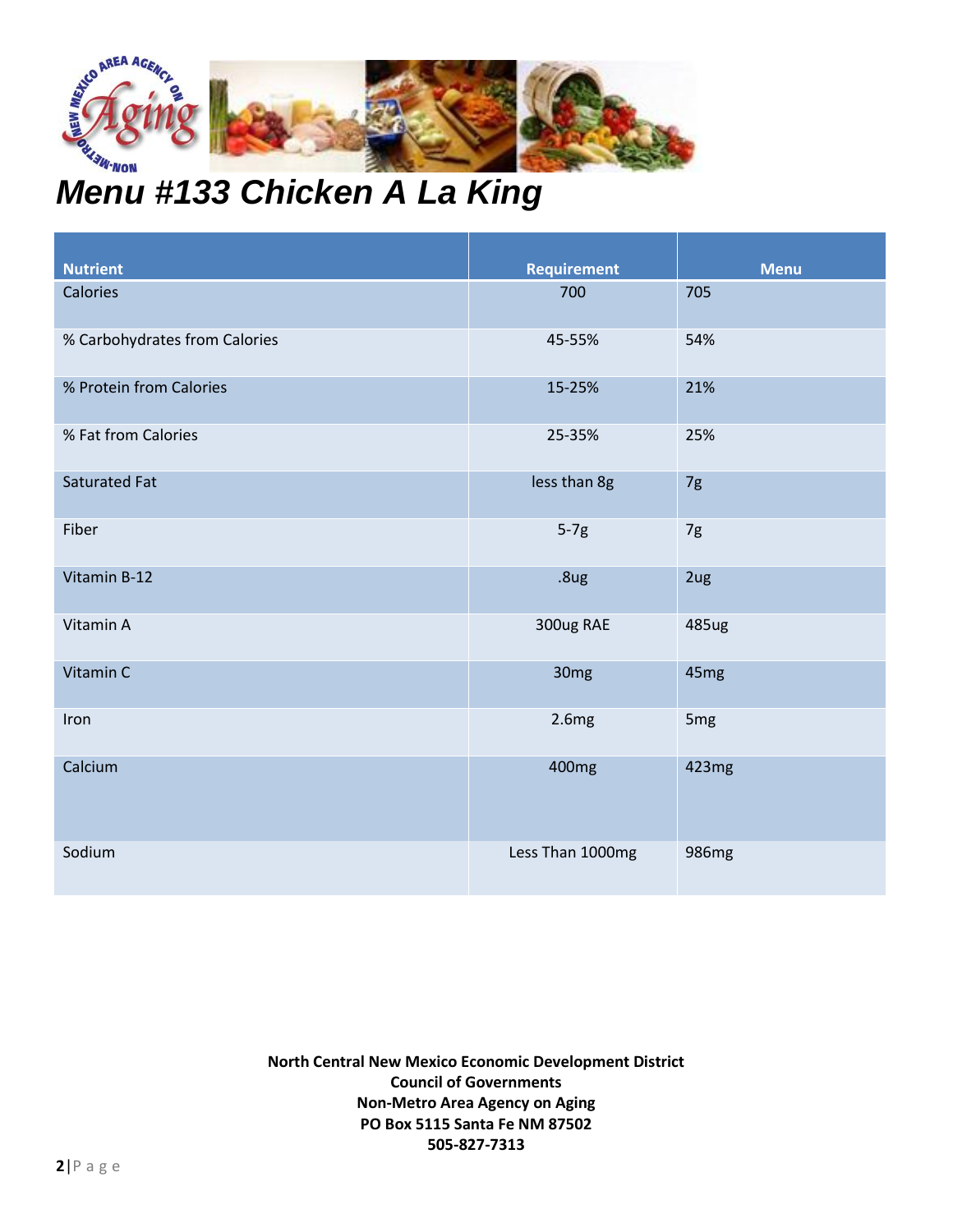# Menu #133 Chicken A La King

| Nutrient | Requirement | Menu |
|---|---|---|
| Calories | 700 | 705 |
| % Carbohydrates from Calories | 45-55% | 54% |
| % Protein from Calories | 15-25% | 21% |
| % Fat from Calories | 25-35% | 25% |
| Saturated Fat | less than 8g | 7g |
| Fiber | 5-7g | 7g |
| Vitamin B-12 | .8ug | 2ug |
| Vitamin A | 300ug RAE | 485ug |
| Vitamin C | 30mg | 45mg |
| Iron | 2.6mg | 5mg |
| Calcium | 400mg | 423mg |
| Sodium | Less Than 1000mg | 986mg |

**North Central New Mexico Economic Development District**
**Council of Governments**
**Non-Metro Area Agency on Aging**
**PO Box 5115 Santa Fe NM 87502**
**505-827-7313**